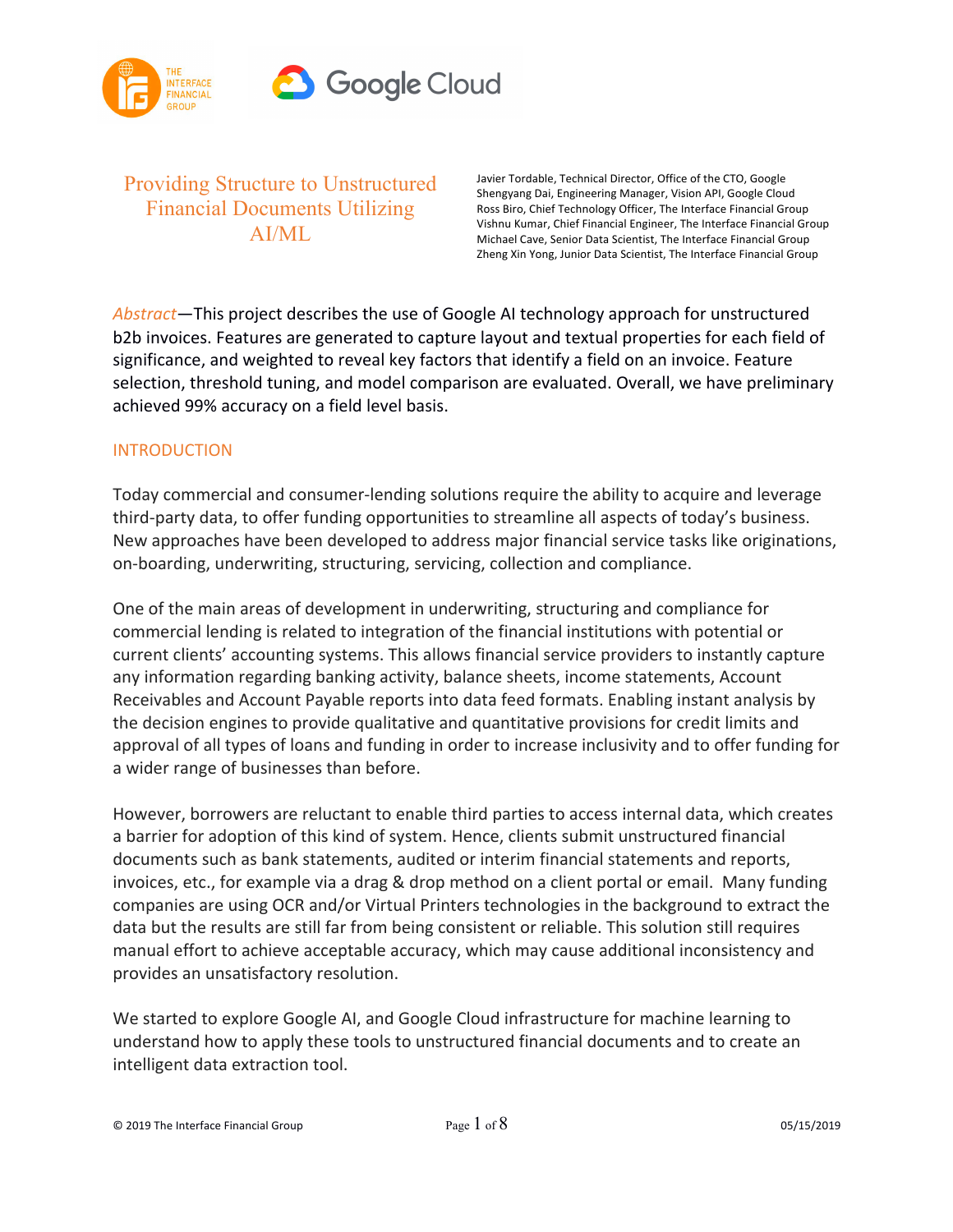# Providing Structure to Unstructured Financial Documents Utilizing AI/ML

Javier Tordable, Technical Director, Office of the CTO, Google
Shengyang Dai, Engineering Manager, Vision API, Google Cloud
Ross Biro, Chief Technology Officer, The Interface Financial Group
Vishnu Kumar, Chief Financial Engineer, The Interface Financial Group
Michael Cave, Senior Data Scientist, The Interface Financial Group
Zheng Xin Yong, Junior Data Scientist, The Interface Financial Group

*Abstract*—This project describes the use of Google AI technology approach for unstructured b2b invoices. Features are generated to capture layout and textual properties for each field of significance, and weighted to reveal key factors that identify a field on an invoice. Feature selection, threshold tuning, and model comparison are evaluated. Overall, we have preliminary achieved 99% accuracy on a field level basis.

## INTRODUCTION

Today commercial and consumer-lending solutions require the ability to acquire and leverage third-party data, to offer funding opportunities to streamline all aspects of today's business. New approaches have been developed to address major financial service tasks like originations, on-boarding, underwriting, structuring, servicing, collection and compliance.

One of the main areas of development in underwriting, structuring and compliance for commercial lending is related to integration of the financial institutions with potential or current clients' accounting systems. This allows financial service providers to instantly capture any information regarding banking activity, balance sheets, income statements, Account Receivables and Account Payable reports into data feed formats. Enabling instant analysis by the decision engines to provide qualitative and quantitative provisions for credit limits and approval of all types of loans and funding in order to increase inclusivity and to offer funding for a wider range of businesses than before.

However, borrowers are reluctant to enable third parties to access internal data, which creates a barrier for adoption of this kind of system. Hence, clients submit unstructured financial documents such as bank statements, audited or interim financial statements and reports, invoices, etc., for example via a drag & drop method on a client portal or email. Many funding companies are using OCR and/or Virtual Printers technologies in the background to extract the data but the results are still far from being consistent or reliable. This solution still requires manual effort to achieve acceptable accuracy, which may cause additional inconsistency and provides an unsatisfactory resolution.

We started to explore Google AI, and Google Cloud infrastructure for machine learning to understand how to apply these tools to unstructured financial documents and to create an intelligent data extraction tool.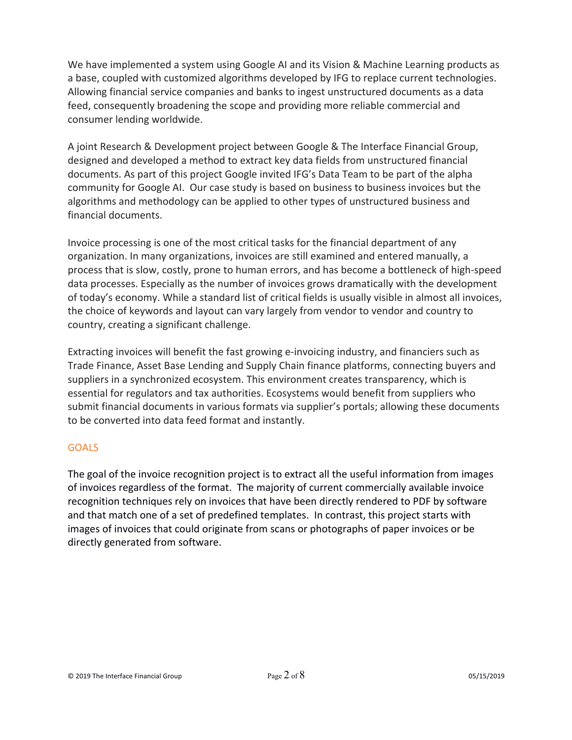We have implemented a system using Google AI and its Vision & Machine Learning products as a base, coupled with customized algorithms developed by IFG to replace current technologies. Allowing financial service companies and banks to ingest unstructured documents as a data feed, consequently broadening the scope and providing more reliable commercial and consumer lending worldwide.

A joint Research & Development project between Google & The Interface Financial Group, designed and developed a method to extract key data fields from unstructured financial documents. As part of this project Google invited IFG's Data Team to be part of the alpha community for Google AI. Our case study is based on business to business invoices but the algorithms and methodology can be applied to other types of unstructured business and financial documents.

Invoice processing is one of the most critical tasks for the financial department of any organization. In many organizations, invoices are still examined and entered manually, a process that is slow, costly, prone to human errors, and has become a bottleneck of high-speed data processes. Especially as the number of invoices grows dramatically with the development of today's economy. While a standard list of critical fields is usually visible in almost all invoices, the choice of keywords and layout can vary largely from vendor to vendor and country to country, creating a significant challenge.

Extracting invoices will benefit the fast growing e-invoicing industry, and financiers such as Trade Finance, Asset Base Lending and Supply Chain finance platforms, connecting buyers and suppliers in a synchronized ecosystem. This environment creates transparency, which is essential for regulators and tax authorities. Ecosystems would benefit from suppliers who submit financial documents in various formats via supplier's portals; allowing these documents to be converted into data feed format and instantly.

## GOALS

The goal of the invoice recognition project is to extract all the useful information from images of invoices regardless of the format. The majority of current commercially available invoice recognition techniques rely on invoices that have been directly rendered to PDF by software and that match one of a set of predefined templates. In contrast, this project starts with images of invoices that could originate from scans or photographs of paper invoices or be directly generated from software.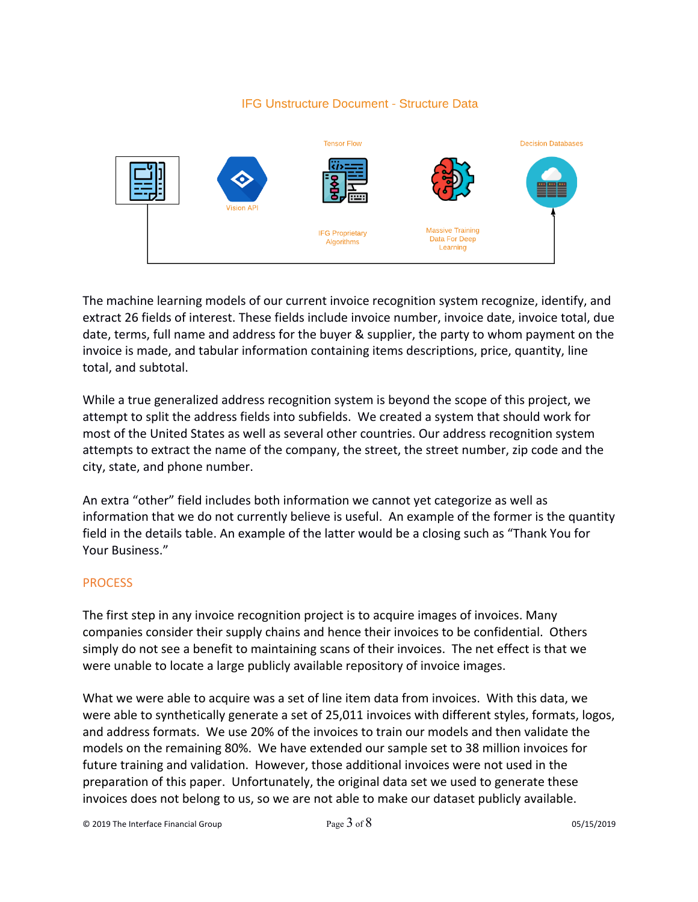IFG Unstructure Document - Structure Data

Tensor Flow

Decision Databases

Vision API

IFG Proprietary Algorithms

Massive Training Data For Deep Learning

The machine learning models of our current invoice recognition system recognize, identify, and extract 26 fields of interest. These fields include invoice number, invoice date, invoice total, due date, terms, full name and address for the buyer & supplier, the party to whom payment on the invoice is made, and tabular information containing items descriptions, price, quantity, line total, and subtotal.

While a true generalized address recognition system is beyond the scope of this project, we attempt to split the address fields into subfields. We created a system that should work for most of the United States as well as several other countries. Our address recognition system attempts to extract the name of the company, the street, the street number, zip code and the city, state, and phone number.

An extra "other" field includes both information we cannot yet categorize as well as information that we do not currently believe is useful. An example of the former is the quantity field in the details table. An example of the latter would be a closing such as "Thank You for Your Business."

## PROCESS

The first step in any invoice recognition project is to acquire images of invoices. Many companies consider their supply chains and hence their invoices to be confidential. Others simply do not see a benefit to maintaining scans of their invoices. The net effect is that we were unable to locate a large publicly available repository of invoice images.

What we were able to acquire was a set of line item data from invoices. With this data, we were able to synthetically generate a set of 25,011 invoices with different styles, formats, logos, and address formats. We use 20% of the invoices to train our models and then validate the models on the remaining 80%. We have extended our sample set to 38 million invoices for future training and validation. However, those additional invoices were not used in the preparation of this paper. Unfortunately, the original data set we used to generate these invoices does not belong to us, so we are not able to make our dataset publicly available.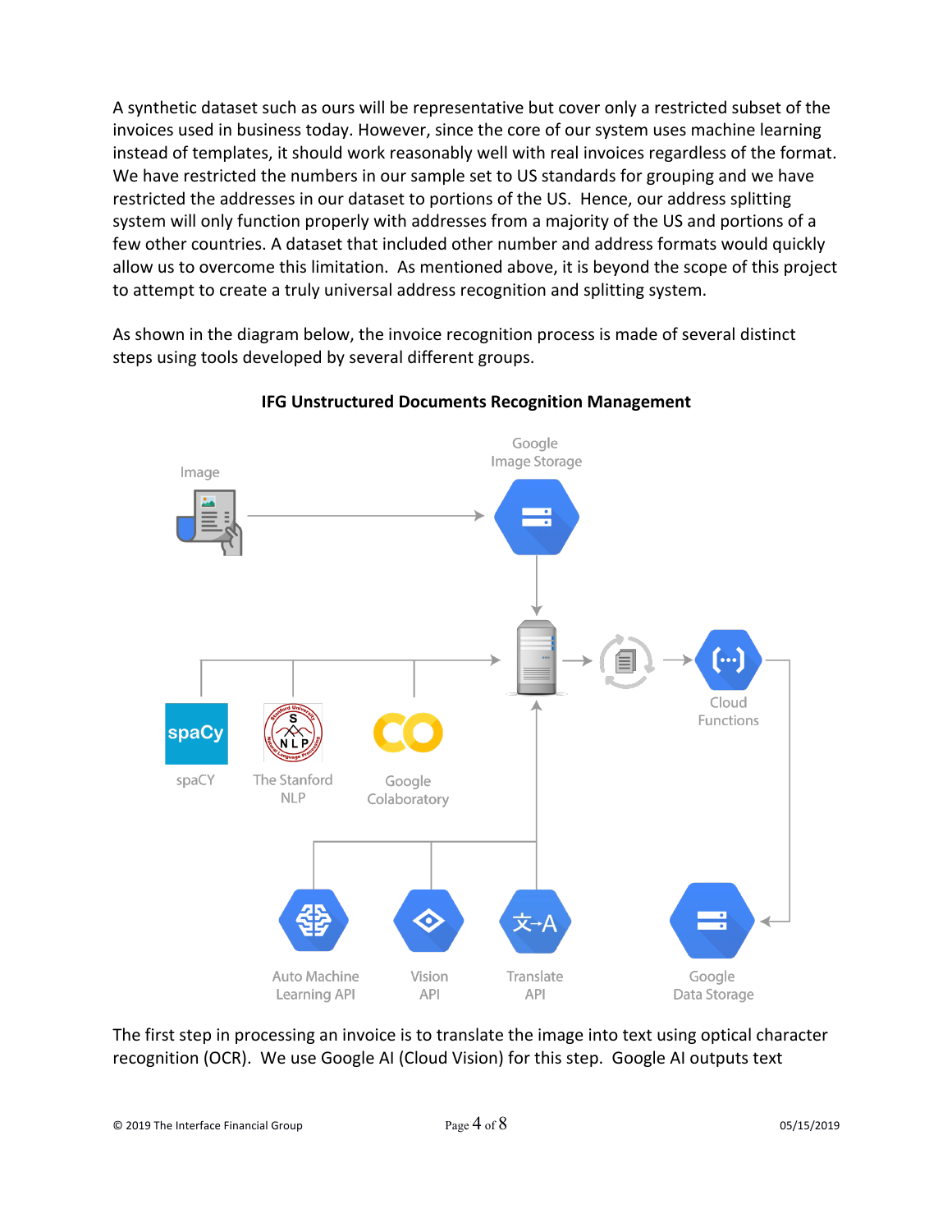A synthetic dataset such as ours will be representative but cover only a restricted subset of the invoices used in business today. However, since the core of our system uses machine learning instead of templates, it should work reasonably well with real invoices regardless of the format. We have restricted the numbers in our sample set to US standards for grouping and we have restricted the addresses in our dataset to portions of the US. Hence, our address splitting system will only function properly with addresses from a majority of the US and portions of a few other countries. A dataset that included other number and address formats would quickly allow us to overcome this limitation. As mentioned above, it is beyond the scope of this project to attempt to create a truly universal address recognition and splitting system.

As shown in the diagram below, the invoice recognition process is made of several distinct steps using tools developed by several different groups.

**IFG Unstructured Documents Recognition Management**

Image

Google Image Storage

Cloud Functions

spaCY

The Stanford NLP

Google Colaboratory

Auto Machine Learning API

Vision API

Translate API

Google Data Storage

The first step in processing an invoice is to translate the image into text using optical character recognition (OCR). We use Google AI (Cloud Vision) for this step. Google AI outputs text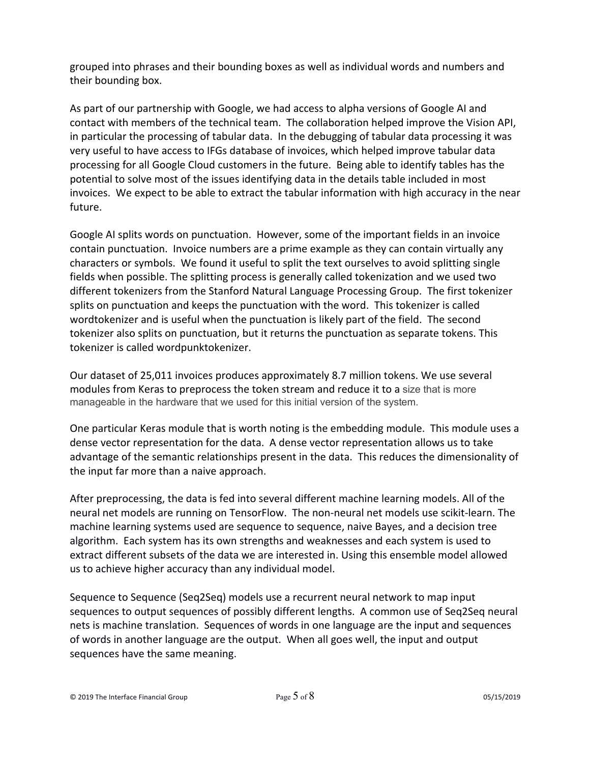grouped into phrases and their bounding boxes as well as individual words and numbers and their bounding box.

As part of our partnership with Google, we had access to alpha versions of Google AI and contact with members of the technical team. The collaboration helped improve the Vision API, in particular the processing of tabular data. In the debugging of tabular data processing it was very useful to have access to IFGs database of invoices, which helped improve tabular data processing for all Google Cloud customers in the future. Being able to identify tables has the potential to solve most of the issues identifying data in the details table included in most invoices. We expect to be able to extract the tabular information with high accuracy in the near future.

Google AI splits words on punctuation. However, some of the important fields in an invoice contain punctuation. Invoice numbers are a prime example as they can contain virtually any characters or symbols. We found it useful to split the text ourselves to avoid splitting single fields when possible. The splitting process is generally called tokenization and we used two different tokenizers from the Stanford Natural Language Processing Group. The first tokenizer splits on punctuation and keeps the punctuation with the word. This tokenizer is called wordtokenizer and is useful when the punctuation is likely part of the field. The second tokenizer also splits on punctuation, but it returns the punctuation as separate tokens. This tokenizer is called wordpunktokenizer.

Our dataset of 25,011 invoices produces approximately 8.7 million tokens. We use several modules from Keras to preprocess the token stream and reduce it to a size that is more manageable in the hardware that we used for this initial version of the system.

One particular Keras module that is worth noting is the embedding module. This module uses a dense vector representation for the data. A dense vector representation allows us to take advantage of the semantic relationships present in the data. This reduces the dimensionality of the input far more than a naive approach.

After preprocessing, the data is fed into several different machine learning models. All of the neural net models are running on TensorFlow. The non-neural net models use scikit-learn. The machine learning systems used are sequence to sequence, naive Bayes, and a decision tree algorithm. Each system has its own strengths and weaknesses and each system is used to extract different subsets of the data we are interested in. Using this ensemble model allowed us to achieve higher accuracy than any individual model.

Sequence to Sequence (Seq2Seq) models use a recurrent neural network to map input sequences to output sequences of possibly different lengths. A common use of Seq2Seq neural nets is machine translation. Sequences of words in one language are the input and sequences of words in another language are the output. When all goes well, the input and output sequences have the same meaning.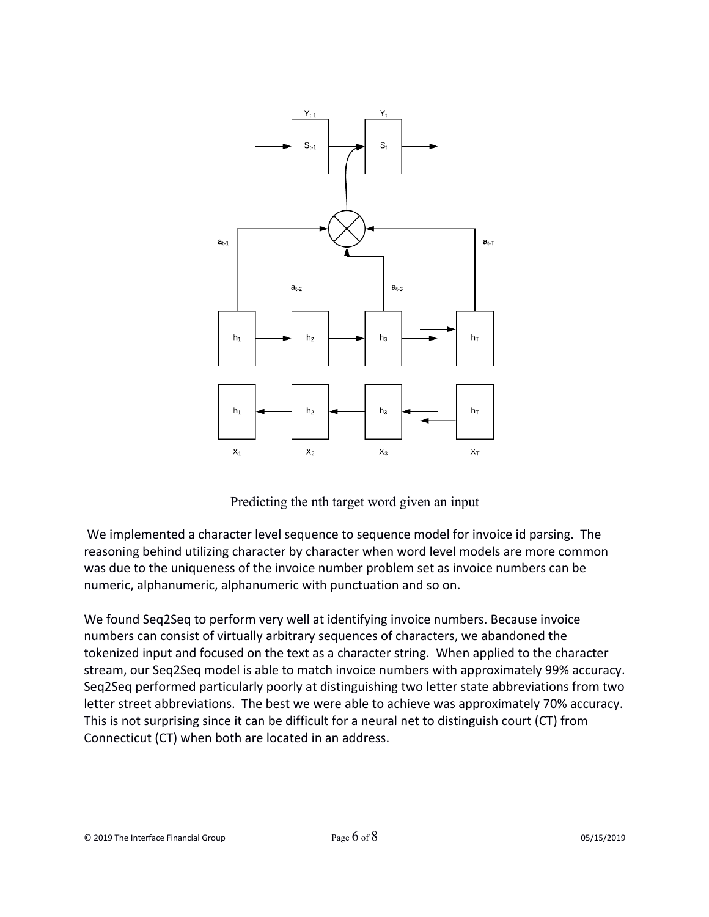Predicting the nth target word given an input

We implemented a character level sequence to sequence model for invoice id parsing. The reasoning behind utilizing character by character when word level models are more common was due to the uniqueness of the invoice number problem set as invoice numbers can be numeric, alphanumeric, alphanumeric with punctuation and so on.

We found Seq2Seq to perform very well at identifying invoice numbers. Because invoice numbers can consist of virtually arbitrary sequences of characters, we abandoned the tokenized input and focused on the text as a character string. When applied to the character stream, our Seq2Seq model is able to match invoice numbers with approximately 99% accuracy. Seq2Seq performed particularly poorly at distinguishing two letter state abbreviations from two letter street abbreviations. The best we were able to achieve was approximately 70% accuracy. This is not surprising since it can be difficult for a neural net to distinguish court (CT) from Connecticut (CT) when both are located in an address.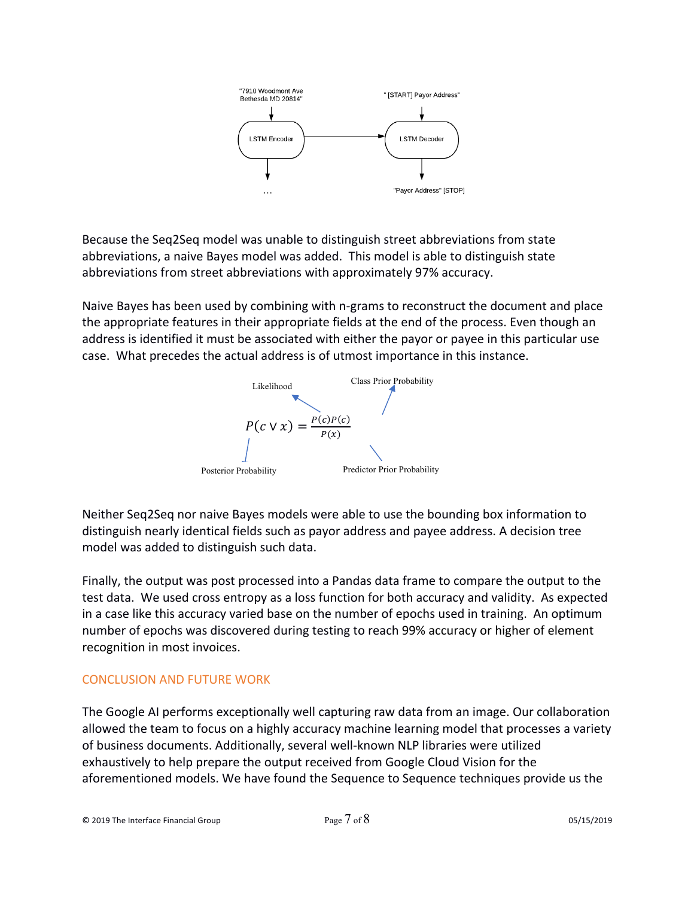"7910 Woodmont Ave Bethesda MD 20814" → LSTM Encoder → LSTM Decoder ← " [START] Payor Address"

LSTM Encoder → ...

LSTM Decoder → "Payor Address" [STOP]

Because the Seq2Seq model was unable to distinguish street abbreviations from state abbreviations, a naive Bayes model was added. This model is able to distinguish state abbreviations from street abbreviations with approximately 97% accuracy.

Naive Bayes has been used by combining with n-grams to reconstruct the document and place the appropriate features in their appropriate fields at the end of the process. Even though an address is identified it must be associated with either the payor or payee in this particular use case. What precedes the actual address is of utmost importance in this instance.

$$P(c \vee x) = \frac{P(c)P(c)}{P(x)}$$

Likelihood; Class Prior Probability; Posterior Probability; Predictor Prior Probability

Neither Seq2Seq nor naive Bayes models were able to use the bounding box information to distinguish nearly identical fields such as payor address and payee address. A decision tree model was added to distinguish such data.

Finally, the output was post processed into a Pandas data frame to compare the output to the test data. We used cross entropy as a loss function for both accuracy and validity. As expected in a case like this accuracy varied base on the number of epochs used in training. An optimum number of epochs was discovered during testing to reach 99% accuracy or higher of element recognition in most invoices.

## CONCLUSION AND FUTURE WORK

The Google AI performs exceptionally well capturing raw data from an image. Our collaboration allowed the team to focus on a highly accuracy machine learning model that processes a variety of business documents. Additionally, several well-known NLP libraries were utilized exhaustively to help prepare the output received from Google Cloud Vision for the aforementioned models. We have found the Sequence to Sequence techniques provide us the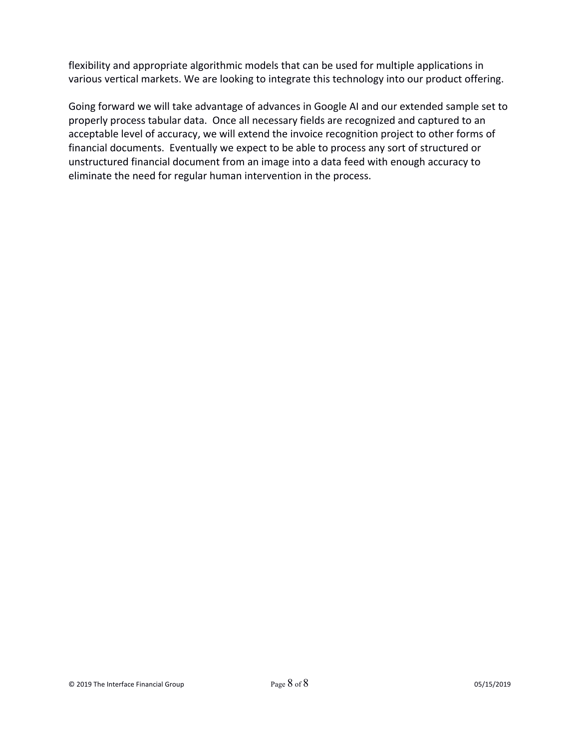flexibility and appropriate algorithmic models that can be used for multiple applications in various vertical markets. We are looking to integrate this technology into our product offering.

Going forward we will take advantage of advances in Google AI and our extended sample set to properly process tabular data. Once all necessary fields are recognized and captured to an acceptable level of accuracy, we will extend the invoice recognition project to other forms of financial documents. Eventually we expect to be able to process any sort of structured or unstructured financial document from an image into a data feed with enough accuracy to eliminate the need for regular human intervention in the process.